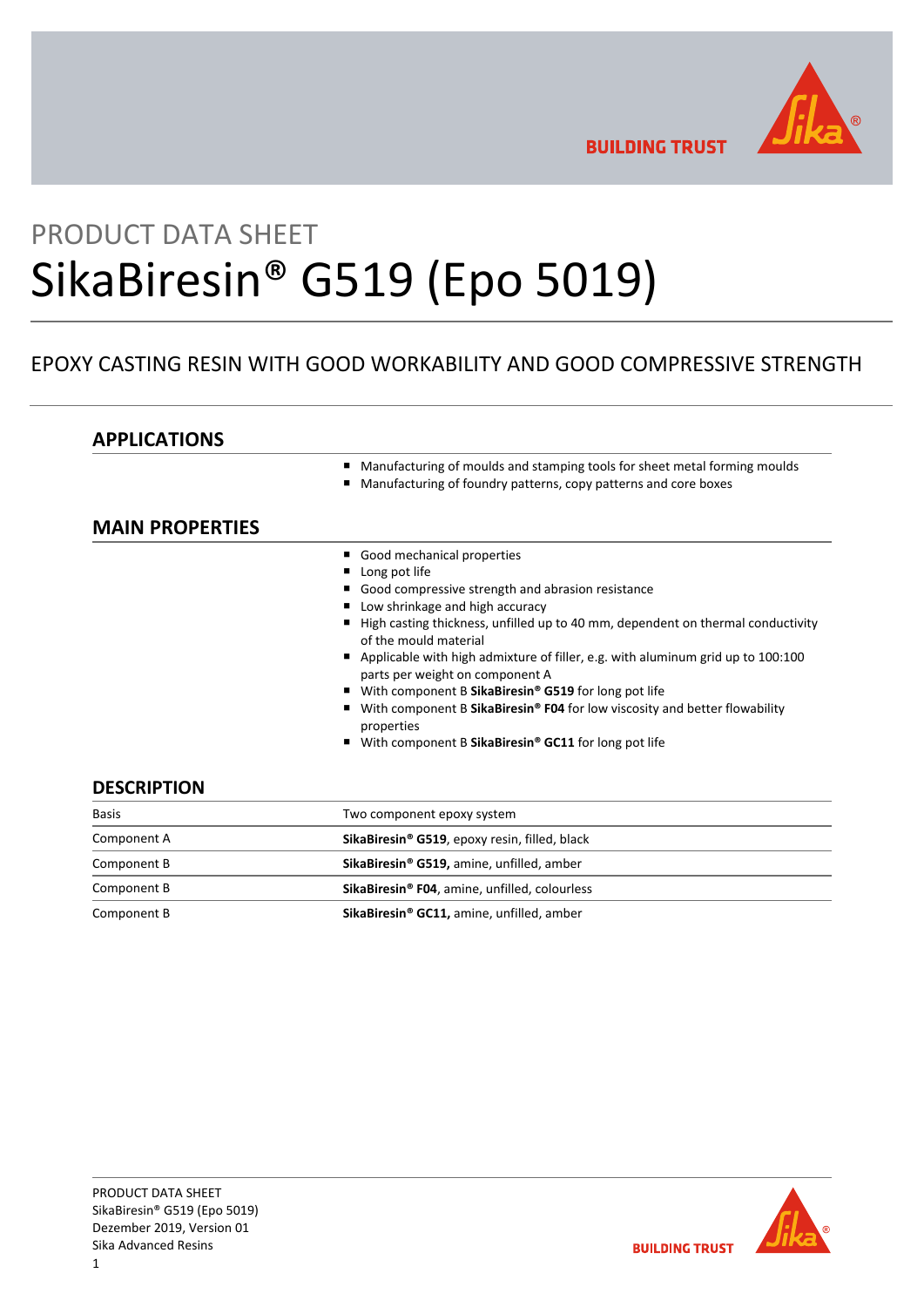PRODUCT DATA SHEET

# SikaBiresin® G519 (Epo 5019)

EPOXY CASTING RESIN WITH GOOD WORKABILITY AND GOOD COMPRESSIVE STRENGTH

## APPLICATIONS

- Manufacturing of moulds and stamping tools for sheet metal forming moulds
- Manufacturing of foundry patterns, copy patterns and core boxes

## MAIN PROPERTIES

- Good mechanical properties
- Long pot life
- Good compressive strength and abrasion resistance
- Low shrinkage and high accuracy
- High casting thickness, unfilled up to 40 mm, dependent on thermal conductivity of the mould material
- Applicable with high admixture of filler, e.g. with aluminum grid up to 100:100 parts per weight on component A
- With component B **SikaBiresin® G519** for long pot life
- With component B **SikaBiresin® F04** for low viscosity and better flowability properties
- With component B **SikaBiresin® GC11** for long pot life

## DESCRIPTION

| | |
|---|---|
| Basis | Two component epoxy system |
| Component A | **SikaBiresin® G519**, epoxy resin, filled, black |
| Component B | **SikaBiresin® G519,** amine, unfilled, amber |
| Component B | **SikaBiresin® F04**, amine, unfilled, colourless |
| Component B | **SikaBiresin® GC11,** amine, unfilled, amber |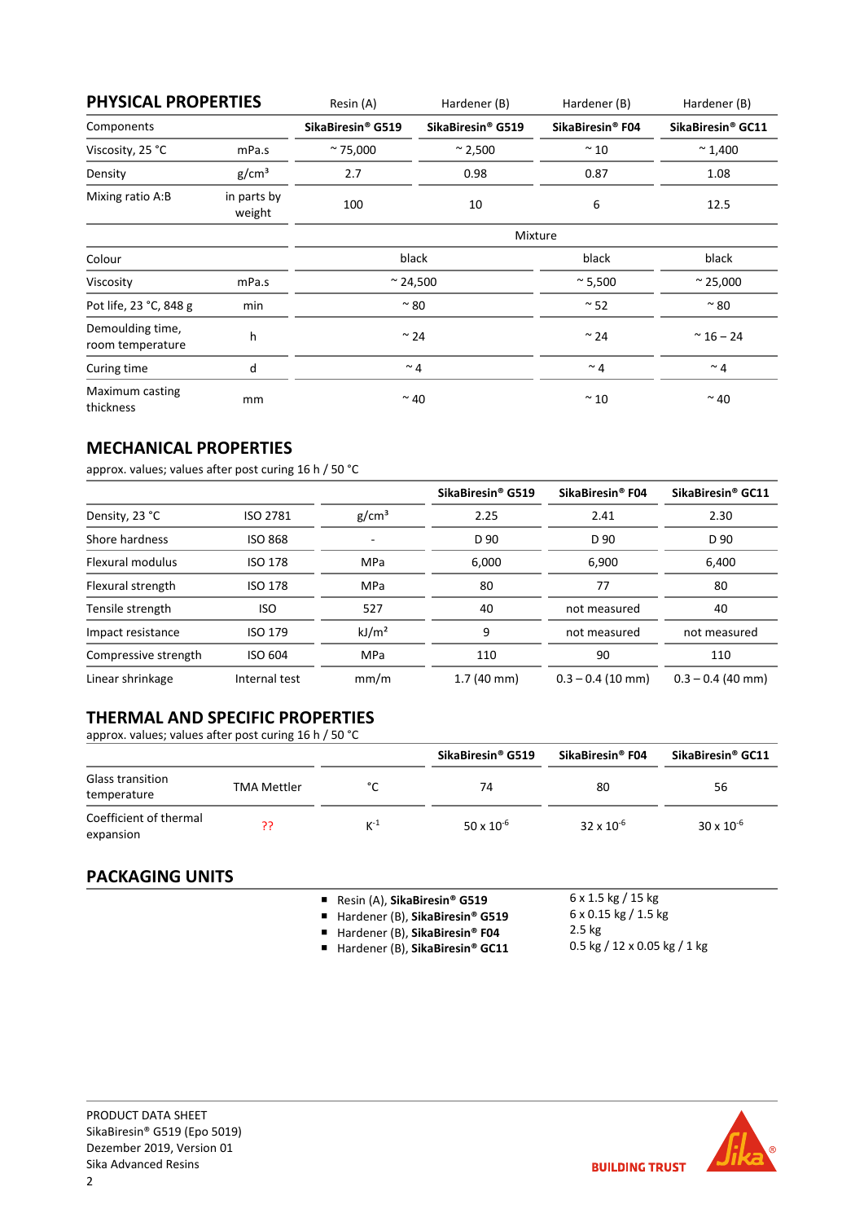## PHYSICAL PROPERTIES

| | | Resin (A) | Hardener (B) | Hardener (B) | Hardener (B) |
|---|---|---|---|---|---|
| Components | | **SikaBiresin® G519** | **SikaBiresin® G519** | **SikaBiresin® F04** | **SikaBiresin® GC11** |
| Viscosity, 25 °C | mPa.s | ~ 75,000 | ~ 2,500 | ~ 10 | ~ 1,400 |
| Density | g/cm³ | 2.7 | 0.98 | 0.87 | 1.08 |
| Mixing ratio A:B | in parts by weight | 100 | 10 | 6 | 12.5 |
| | | Mixture | | | |
| Colour | | black | | black | black |
| Viscosity | mPa.s | ~ 24,500 | | ~ 5,500 | ~ 25,000 |
| Pot life, 23 °C, 848 g | min | ~ 80 | | ~ 52 | ~ 80 |
| Demoulding time, room temperature | h | ~ 24 | | ~ 24 | ~ 16 – 24 |
| Curing time | d | ~ 4 | | ~ 4 | ~ 4 |
| Maximum casting thickness | mm | ~ 40 | | ~ 10 | ~ 40 |

## MECHANICAL PROPERTIES

approx. values; values after post curing 16 h / 50 °C

| | | | SikaBiresin® G519 | SikaBiresin® F04 | SikaBiresin® GC11 |
|---|---|---|---|---|---|
| Density, 23 °C | ISO 2781 | g/cm³ | 2.25 | 2.41 | 2.30 |
| Shore hardness | ISO 868 | - | D 90 | D 90 | D 90 |
| Flexural modulus | ISO 178 | MPa | 6,000 | 6,900 | 6,400 |
| Flexural strength | ISO 178 | MPa | 80 | 77 | 80 |
| Tensile strength | ISO | 527 | 40 | not measured | 40 |
| Impact resistance | ISO 179 | kJ/m² | 9 | not measured | not measured |
| Compressive strength | ISO 604 | MPa | 110 | 90 | 110 |
| Linear shrinkage | Internal test | mm/m | 1.7 (40 mm) | 0.3 – 0.4 (10 mm) | 0.3 – 0.4 (40 mm) |

## THERMAL AND SPECIFIC PROPERTIES

approx. values; values after post curing 16 h / 50 °C

| | | | SikaBiresin® G519 | SikaBiresin® F04 | SikaBiresin® GC11 |
|---|---|---|---|---|---|
| Glass transition temperature | TMA Mettler | °C | 74 | 80 | 56 |
| Coefficient of thermal expansion | ?? | $K^{-1}$ | $50 \times 10^{-6}$ | $32 \times 10^{-6}$ | $30 \times 10^{-6}$ |

## PACKAGING UNITS

| | |
|---|---|
| Resin (A), **SikaBiresin® G519** | 6 x 1.5 kg / 15 kg |
| Hardener (B), **SikaBiresin® G519** | 6 x 0.15 kg / 1.5 kg |
| Hardener (B), **SikaBiresin® F04** | 2.5 kg |
| Hardener (B), **SikaBiresin® GC11** | 0.5 kg / 12 x 0.05 kg / 1 kg |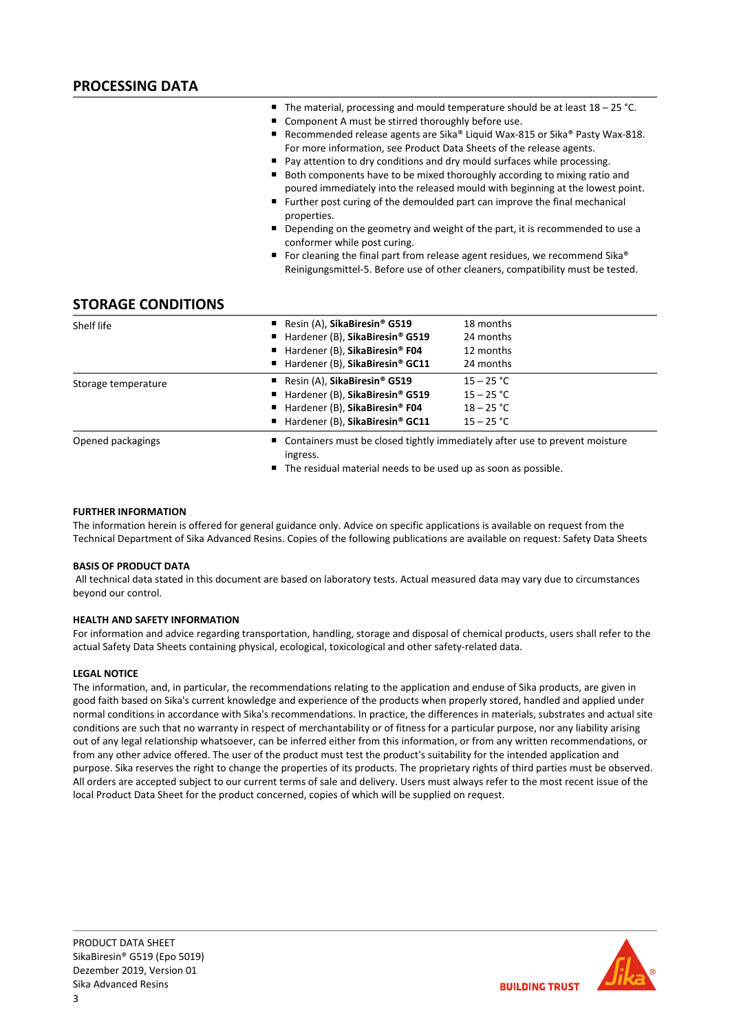## PROCESSING DATA

- The material, processing and mould temperature should be at least 18 – 25 °C.
- Component A must be stirred thoroughly before use.
- Recommended release agents are Sika® Liquid Wax-815 or Sika® Pasty Wax-818. For more information, see Product Data Sheets of the release agents.
- Pay attention to dry conditions and dry mould surfaces while processing.
- Both components have to be mixed thoroughly according to mixing ratio and poured immediately into the released mould with beginning at the lowest point.
- Further post curing of the demoulded part can improve the final mechanical properties.
- Depending on the geometry and weight of the part, it is recommended to use a conformer while post curing.
- For cleaning the final part from release agent residues, we recommend Sika® Reinigungsmittel-5. Before use of other cleaners, compatibility must be tested.

## STORAGE CONDITIONS

| | | |
|---|---|---|
| Shelf life | Resin (A), **SikaBiresin® G519** | 18 months |
| | Hardener (B), **SikaBiresin® G519** | 24 months |
| | Hardener (B), **SikaBiresin® F04** | 12 months |
| | Hardener (B), **SikaBiresin® GC11** | 24 months |
| Storage temperature | Resin (A), **SikaBiresin® G519** | 15 – 25 °C |
| | Hardener (B), **SikaBiresin® G519** | 15 – 25 °C |
| | Hardener (B), **SikaBiresin® F04** | 18 – 25 °C |
| | Hardener (B), **SikaBiresin® GC11** | 15 – 25 °C |

Opened packagings

- Containers must be closed tightly immediately after use to prevent moisture ingress.
- The residual material needs to be used up as soon as possible.

### FURTHER INFORMATION

The information herein is offered for general guidance only. Advice on specific applications is available on request from the Technical Department of Sika Advanced Resins. Copies of the following publications are available on request: Safety Data Sheets

### BASIS OF PRODUCT DATA

All technical data stated in this document are based on laboratory tests. Actual measured data may vary due to circumstances beyond our control.

### HEALTH AND SAFETY INFORMATION

For information and advice regarding transportation, handling, storage and disposal of chemical products, users shall refer to the actual Safety Data Sheets containing physical, ecological, toxicological and other safety-related data.

### LEGAL NOTICE

The information, and, in particular, the recommendations relating to the application and enduse of Sika products, are given in good faith based on Sika's current knowledge and experience of the products when properly stored, handled and applied under normal conditions in accordance with Sika's recommendations. In practice, the differences in materials, substrates and actual site conditions are such that no warranty in respect of merchantability or of fitness for a particular purpose, nor any liability arising out of any legal relationship whatsoever, can be inferred either from this information, or from any written recommendations, or from any other advice offered. The user of the product must test the product's suitability for the intended application and purpose. Sika reserves the right to change the properties of its products. The proprietary rights of third parties must be observed. All orders are accepted subject to our current terms of sale and delivery. Users must always refer to the most recent issue of the local Product Data Sheet for the product concerned, copies of which will be supplied on request.

PRODUCT DATA SHEET
SikaBiresin® G519 (Epo 5019)
Dezember 2019, Version 01
Sika Advanced Resins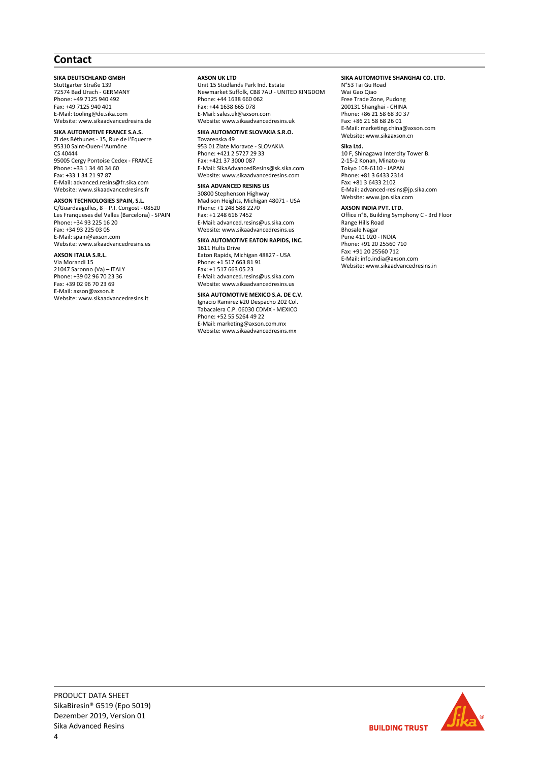## Contact

**SIKA DEUTSCHLAND GMBH**
Stuttgarter Straße 139
72574 Bad Urach - GERMANY
Phone: +49 7125 940 492
Fax: +49 7125 940 401
E-Mail: tooling@de.sika.com
Website: www.sikaadvancedresins.de

**SIKA AUTOMOTIVE FRANCE S.A.S.**
ZI des Béthunes - 15, Rue de l'Equerre
95310 Saint-Ouen-l'Aumône
CS 40444
95005 Cergy Pontoise Cedex - FRANCE
Phone: +33 1 34 40 34 60
Fax: +33 1 34 21 97 87
E-Mail: advanced.resins@fr.sika.com
Website: www.sikaadvancedresins.fr

**AXSON TECHNOLOGIES SPAIN, S.L.**
C/Guardaagulles, 8 – P.I. Congost - 08520
Les Franqueses del Valles (Barcelona) - SPAIN
Phone: +34 93 225 16 20
Fax: +34 93 225 03 05
E-Mail: spain@axson.com
Website: www.sikaadvancedresins.es

**AXSON ITALIA S.R.L.**
Via Morandi 15
21047 Saronno (Va) – ITALY
Phone: +39 02 96 70 23 36
Fax: +39 02 96 70 23 69
E-Mail: axson@axson.it
Website: www.sikaadvancedresins.it

**AXSON UK LTD**
Unit 15 Studlands Park Ind. Estate
Newmarket Suffolk, CB8 7AU - UNITED KINGDOM
Phone: +44 1638 660 062
Fax: +44 1638 665 078
E-Mail: sales.uk@axson.com
Website: www.sikaadvancedresins.uk

**SIKA AUTOMOTIVE SLOVAKIA S.R.O.**
Tovarenska 49
953 01 Zlate Moravce - SLOVAKIA
Phone: +421 2 5727 29 33
Fax: +421 37 3000 087
E-Mail: SikaAdvancedResins@sk.sika.com
Website: www.sikaadvancedresins.com

**SIKA ADVANCED RESINS US**
30800 Stephenson Highway
Madison Heights, Michigan 48071 - USA
Phone: +1 248 588 2270
Fax: +1 248 616 7452
E-Mail: advanced.resins@us.sika.com
Website: www.sikaadvancedresins.us

**SIKA AUTOMOTIVE EATON RAPIDS, INC.**
1611 Hults Drive
Eaton Rapids, Michigan 48827 - USA
Phone: +1 517 663 81 91
Fax: +1 517 663 05 23
E-Mail: advanced.resins@us.sika.com
Website: www.sikaadvancedresins.us

**SIKA AUTOMOTIVE MEXICO S.A. DE C.V.**
Ignacio Ramirez #20 Despacho 202 Col.
Tabacalera C.P. 06030 CDMX - MEXICO
Phone: +52 55 5264 49 22
E-Mail: marketing@axson.com.mx
Website: www.sikaadvancedresins.mx

**SIKA AUTOMOTIVE SHANGHAI CO. LTD.**
N°53 Tai Gu Road
Wai Gao Qiao
Free Trade Zone, Pudong
200131 Shanghai - CHINA
Phone: +86 21 58 68 30 37
Fax: +86 21 58 68 26 01
E-Mail: marketing.china@axson.com
Website: www.sikaaxson.cn

**Sika Ltd.**
10 F, Shinagawa Intercity Tower B.
2-15-2 Konan, Minato-ku
Tokyo 108-6110 - JAPAN
Phone: +81 3 6433 2314
Fax: +81 3 6433 2102
E-Mail: advanced-resins@jp.sika.com
Website: www.jpn.sika.com

**AXSON INDIA PVT. LTD.**
Office n°8, Building Symphony C - 3rd Floor
Range Hills Road
Bhosale Nagar
Pune 411 020 - INDIA
Phone: +91 20 25560 710
Fax: +91 20 25560 712
E-Mail: info.india@axson.com
Website: www.sikaadvancedresins.in

PRODUCT DATA SHEET
SikaBiresin® G519 (Epo 5019)
Dezember 2019, Version 01
Sika Advanced Resins

BUILDING TRUST